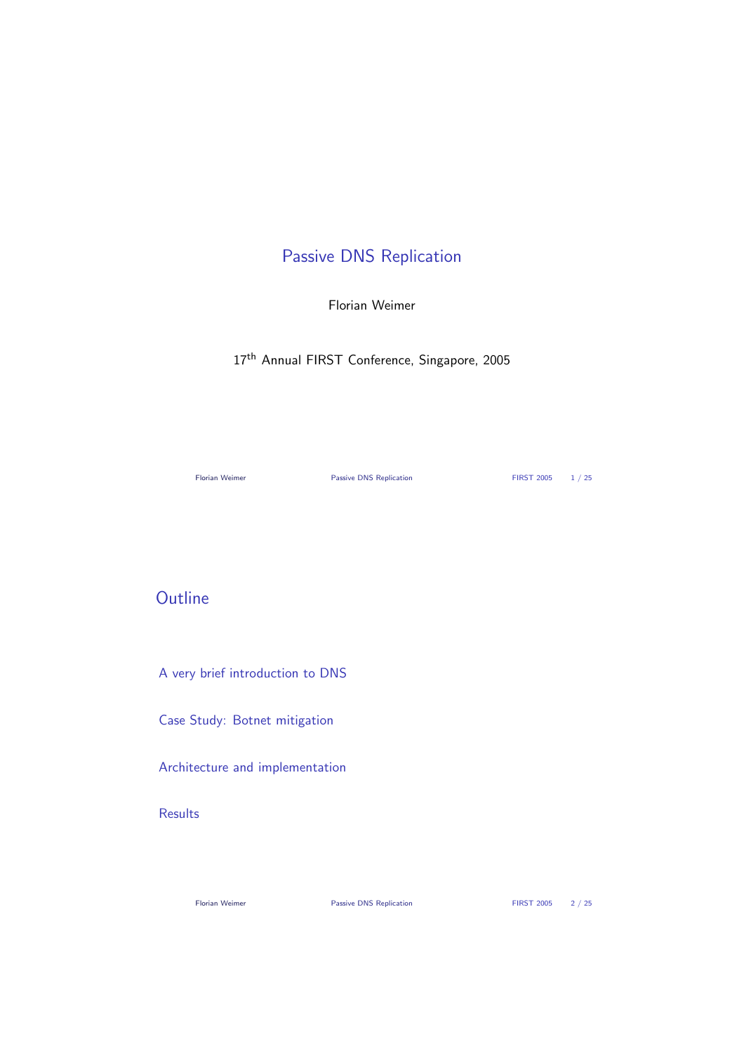# Passive DNS Replication

Florian Weimer

17th Annual FIRST Conference, Singapore, 2005

## Outline

- A very brief introduction to DNS
- Case Study: Botnet mitigation
- Architecture and implementation
- Results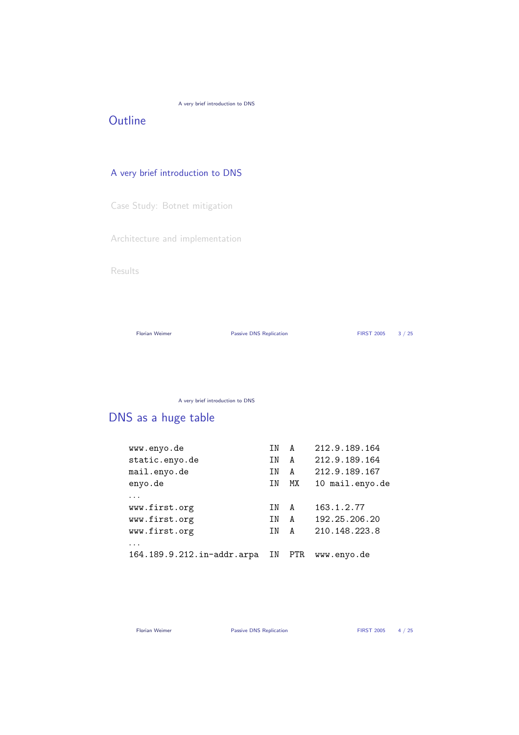## Outline

A very brief introduction to DNS

Case Study: Botnet mitigation

Architecture and implementation

Results

## DNS as a huge table

```
www.enyo.de                  IN  A    212.9.189.164
static.enyo.de               IN  A    212.9.189.164
mail.enyo.de                 IN  A    212.9.189.167
enyo.de                      IN  MX   10 mail.enyo.de
...
www.first.org                IN  A    163.1.2.77
www.first.org                IN  A    192.25.206.20
www.first.org                IN  A    210.148.223.8
...
164.189.9.212.in-addr.arpa   IN  PTR  www.enyo.de
```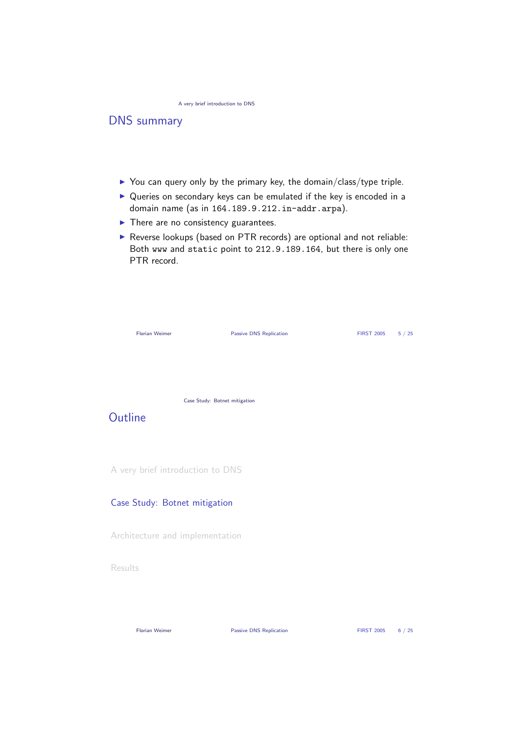## DNS summary

- You can query only by the primary key, the domain/class/type triple.
- Queries on secondary keys can be emulated if the key is encoded in a domain name (as in `164.189.9.212.in-addr.arpa`).
- There are no consistency guarantees.
- Reverse lookups (based on PTR records) are optional and not reliable: Both `www` and `static` point to `212.9.189.164`, but there is only one PTR record.

## Outline

A very brief introduction to DNS

Case Study: Botnet mitigation

Architecture and implementation

Results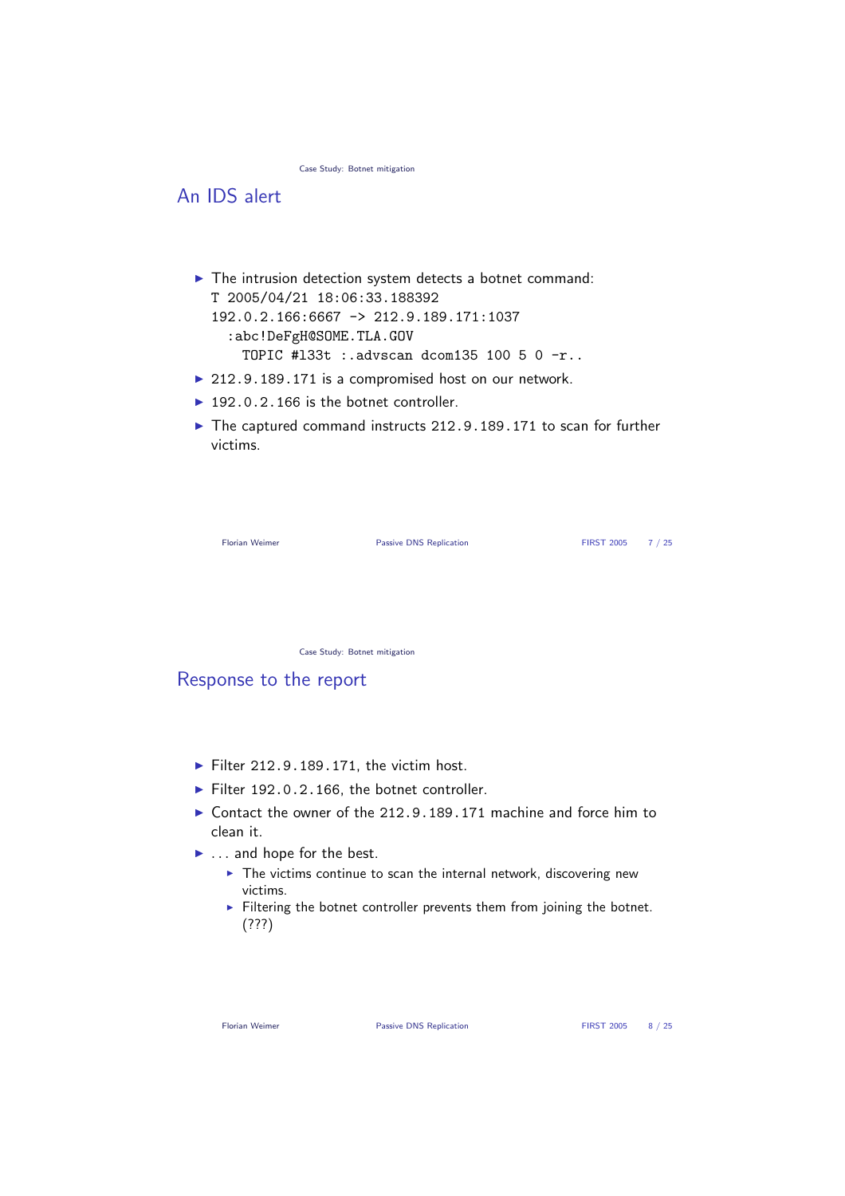Case Study: Botnet mitigation

## An IDS alert

- The intrusion detection system detects a botnet command:

```
T 2005/04/21 18:06:33.188392
192.0.2.166:6667 -> 212.9.189.171:1037
  :abc!DeFgH@SOME.TLA.GOV
    TOPIC #l33t :.advscan dcom135 100 5 0 -r..
```

- 212.9.189.171 is a compromised host on our network.
- 192.0.2.166 is the botnet controller.
- The captured command instructs 212.9.189.171 to scan for further victims.

Case Study: Botnet mitigation

## Response to the report

- Filter 212.9.189.171, the victim host.
- Filter 192.0.2.166, the botnet controller.
- Contact the owner of the 212.9.189.171 machine and force him to clean it.
- . . . and hope for the best.
  - The victims continue to scan the internal network, discovering new victims.
  - Filtering the botnet controller prevents them from joining the botnet. (???)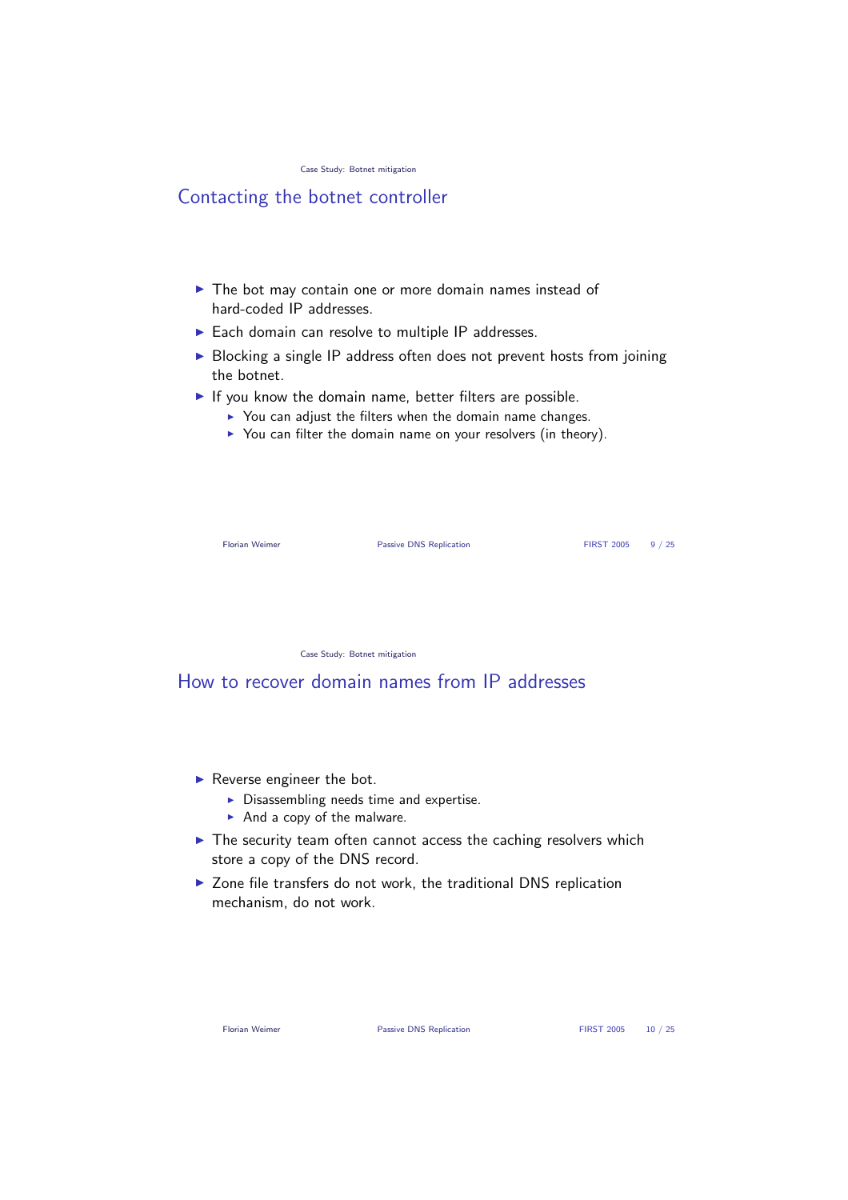## Contacting the botnet controller

- The bot may contain one or more domain names instead of hard-coded IP addresses.
- Each domain can resolve to multiple IP addresses.
- Blocking a single IP address often does not prevent hosts from joining the botnet.
- If you know the domain name, better filters are possible.
  - You can adjust the filters when the domain name changes.
  - You can filter the domain name on your resolvers (in theory).

## How to recover domain names from IP addresses

- Reverse engineer the bot.
  - Disassembling needs time and expertise.
  - And a copy of the malware.
- The security team often cannot access the caching resolvers which store a copy of the DNS record.
- Zone file transfers do not work, the traditional DNS replication mechanism, do not work.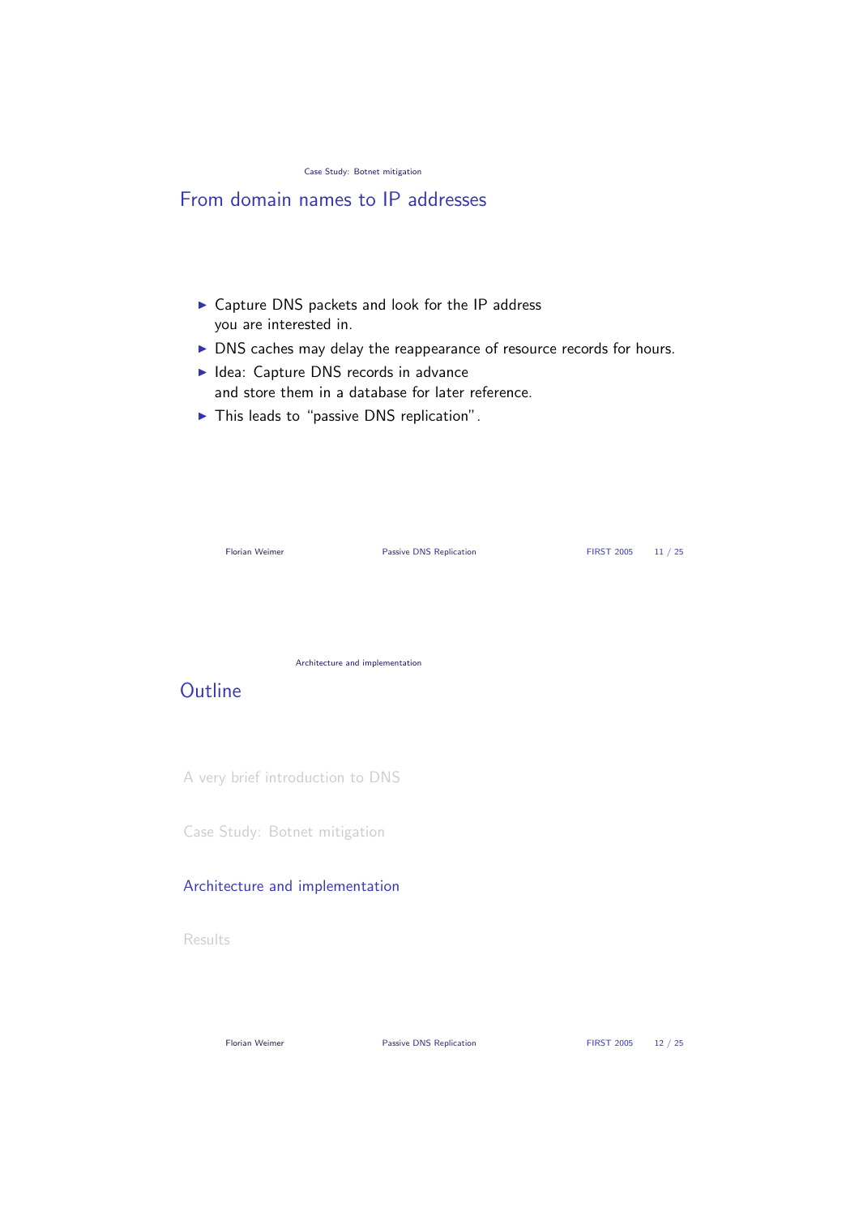## From domain names to IP addresses

- Capture DNS packets and look for the IP address you are interested in.
- DNS caches may delay the reappearance of resource records for hours.
- Idea: Capture DNS records in advance and store them in a database for later reference.
- This leads to "passive DNS replication".

## Outline

A very brief introduction to DNS

Case Study: Botnet mitigation

Architecture and implementation

Results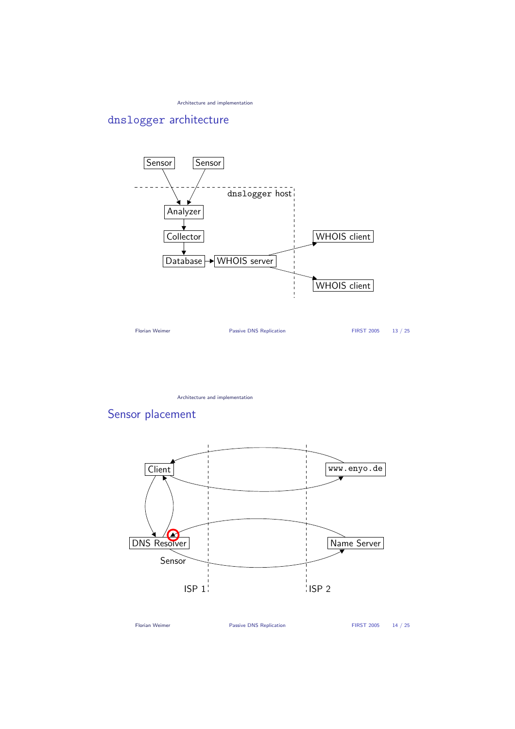## `dnslogger` architecture

Sensor
Sensor
`dnslogger` host
Analyzer
Collector
Database
WHOIS server
WHOIS client
WHOIS client

## Sensor placement

Client
`www.enyo.de`
DNS Resolver
Sensor
Name Server
ISP 1
ISP 2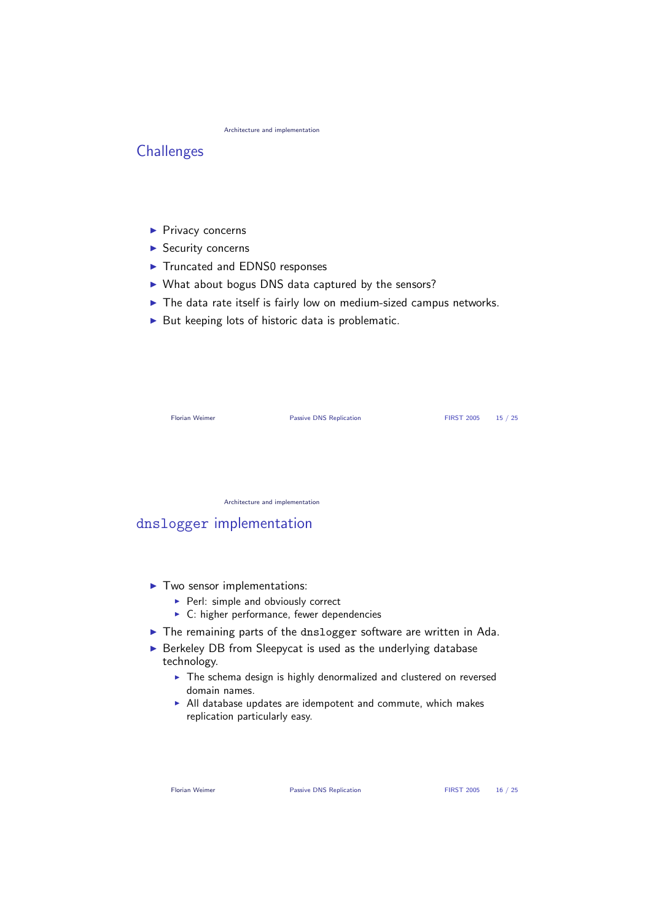## Challenges

- Privacy concerns
- Security concerns
- Truncated and EDNS0 responses
- What about bogus DNS data captured by the sensors?
- The data rate itself is fairly low on medium-sized campus networks.
- But keeping lots of historic data is problematic.

## `dnslogger` implementation

- Two sensor implementations:
  - Perl: simple and obviously correct
  - C: higher performance, fewer dependencies
- The remaining parts of the `dnslogger` software are written in Ada.
- Berkeley DB from Sleepycat is used as the underlying database technology.
  - The schema design is highly denormalized and clustered on reversed domain names.
  - All database updates are idempotent and commute, which makes replication particularly easy.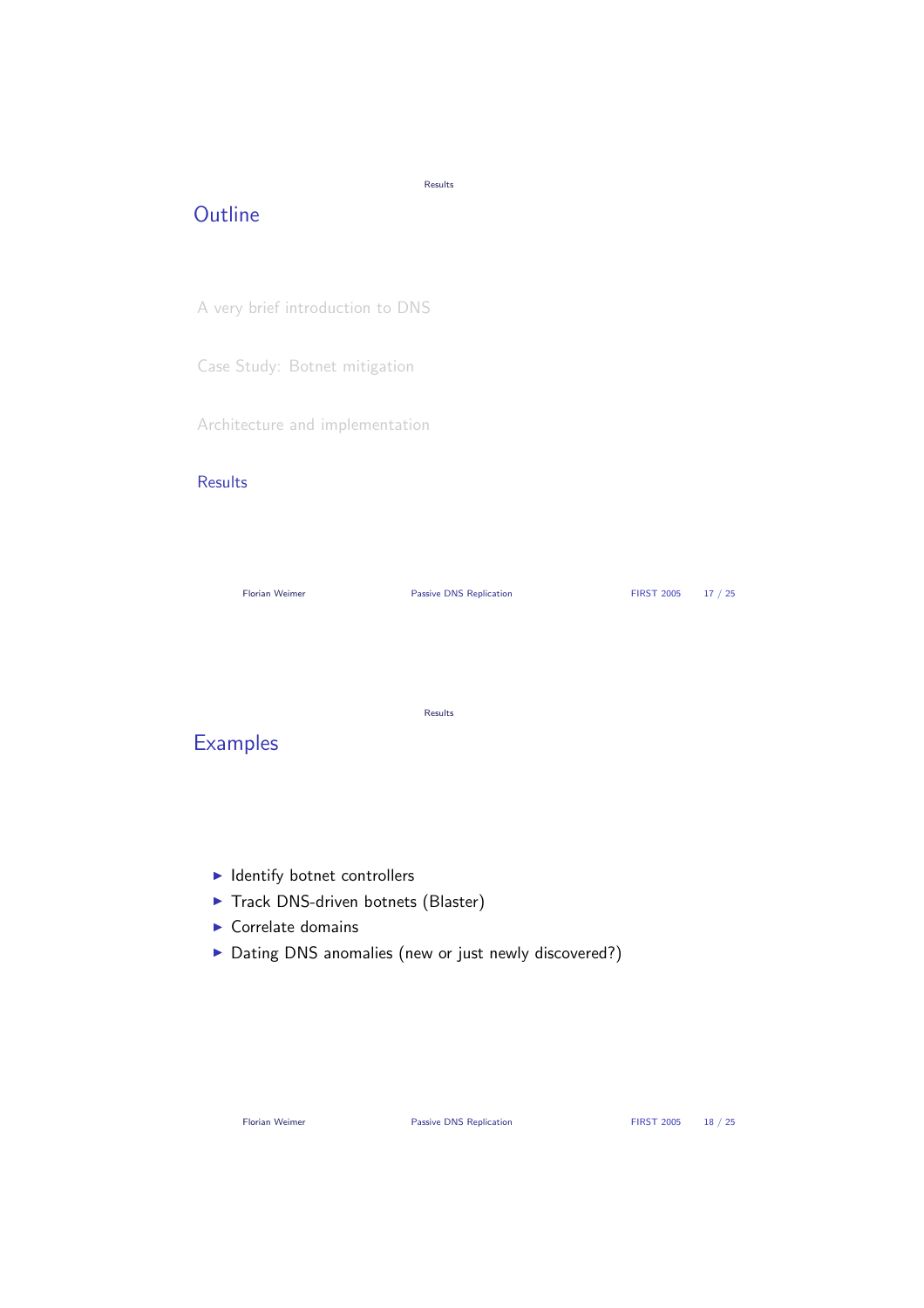## Outline

A very brief introduction to DNS

Case Study: Botnet mitigation

Architecture and implementation

**Results**

## Examples

- Identify botnet controllers
- Track DNS-driven botnets (Blaster)
- Correlate domains
- Dating DNS anomalies (new or just newly discovered?)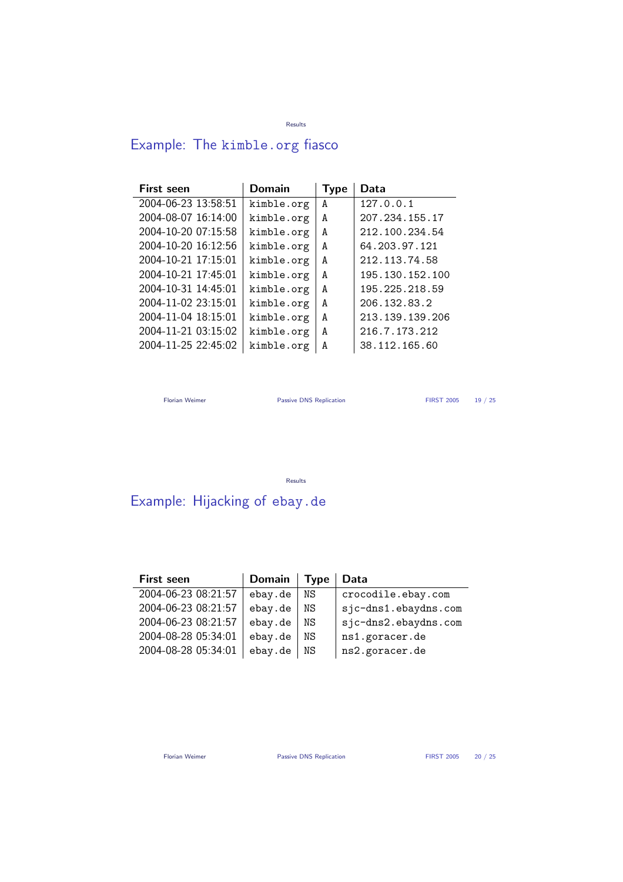## Example: The `kimble.org` fiasco

| First seen | Domain | Type | Data |
|---|---|---|---|
| 2004-06-23 13:58:51 | kimble.org | A | 127.0.0.1 |
| 2004-08-07 16:14:00 | kimble.org | A | 207.234.155.17 |
| 2004-10-20 07:15:58 | kimble.org | A | 212.100.234.54 |
| 2004-10-20 16:12:56 | kimble.org | A | 64.203.97.121 |
| 2004-10-21 17:15:01 | kimble.org | A | 212.113.74.58 |
| 2004-10-21 17:45:01 | kimble.org | A | 195.130.152.100 |
| 2004-10-31 14:45:01 | kimble.org | A | 195.225.218.59 |
| 2004-11-02 23:15:01 | kimble.org | A | 206.132.83.2 |
| 2004-11-04 18:15:01 | kimble.org | A | 213.139.139.206 |
| 2004-11-21 03:15:02 | kimble.org | A | 216.7.173.212 |
| 2004-11-25 22:45:02 | kimble.org | A | 38.112.165.60 |

## Example: Hijacking of `ebay.de`

| First seen | Domain | Type | Data |
|---|---|---|---|
| 2004-06-23 08:21:57 | ebay.de | NS | crocodile.ebay.com |
| 2004-06-23 08:21:57 | ebay.de | NS | sjc-dns1.ebaydns.com |
| 2004-06-23 08:21:57 | ebay.de | NS | sjc-dns2.ebaydns.com |
| 2004-08-28 05:34:01 | ebay.de | NS | ns1.goracer.de |
| 2004-08-28 05:34:01 | ebay.de | NS | ns2.goracer.de |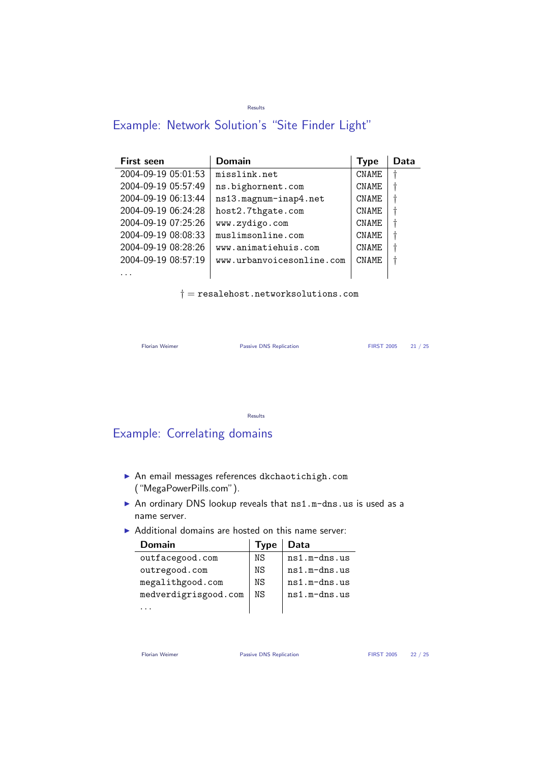## Example: Network Solution's "Site Finder Light"

| First seen | Domain | Type | Data |
|---|---|---|---|
| 2004-09-19 05:01:53 | misslink.net | CNAME | † |
| 2004-09-19 05:57:49 | ns.bighornent.com | CNAME | † |
| 2004-09-19 06:13:44 | ns13.magnum-inap4.net | CNAME | † |
| 2004-09-19 06:24:28 | host2.7thgate.com | CNAME | † |
| 2004-09-19 07:25:26 | www.zydigo.com | CNAME | † |
| 2004-09-19 08:08:33 | muslimsonline.com | CNAME | † |
| 2004-09-19 08:28:26 | www.animatiehuis.com | CNAME | † |
| 2004-09-19 08:57:19 | www.urbanvoicesonline.com | CNAME | † |
| ... | | | |

† = resalehost.networksolutions.com

## Example: Correlating domains

- An email messages references dkchaotichigh.com ("MegaPowerPills.com").
- An ordinary DNS lookup reveals that ns1.m-dns.us is used as a name server.
- Additional domains are hosted on this name server:

| Domain | Type | Data |
|---|---|---|
| outfacegood.com | NS | ns1.m-dns.us |
| outregood.com | NS | ns1.m-dns.us |
| megalithgood.com | NS | ns1.m-dns.us |
| medverdigrisgood.com | NS | ns1.m-dns.us |
| ... | | |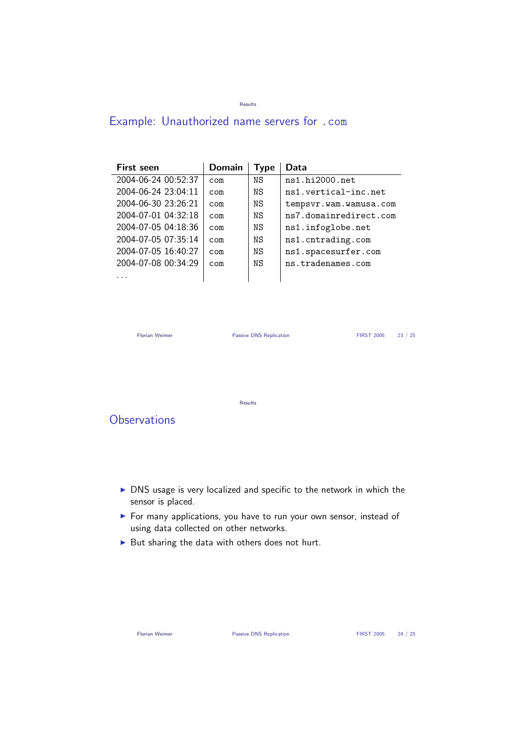## Example: Unauthorized name servers for .com

| First seen | Domain | Type | Data |
|---|---|---|---|
| 2004-06-24 00:52:37 | com | NS | ns1.hi2000.net |
| 2004-06-24 23:04:11 | com | NS | ns1.vertical-inc.net |
| 2004-06-30 23:26:21 | com | NS | tempsvr.wam.wamusa.com |
| 2004-07-01 04:32:18 | com | NS | ns7.domainredirect.com |
| 2004-07-05 04:18:36 | com | NS | ns1.infoglobe.net |
| 2004-07-05 07:35:14 | com | NS | ns1.cntrading.com |
| 2004-07-05 16:40:27 | com | NS | ns1.spacesurfer.com |
| 2004-07-08 00:34:29 | com | NS | ns.tradenames.com |
| ... | | | |

## Observations

- DNS usage is very localized and specific to the network in which the sensor is placed.
- For many applications, you have to run your own sensor, instead of using data collected on other networks.
- But sharing the data with others does not hurt.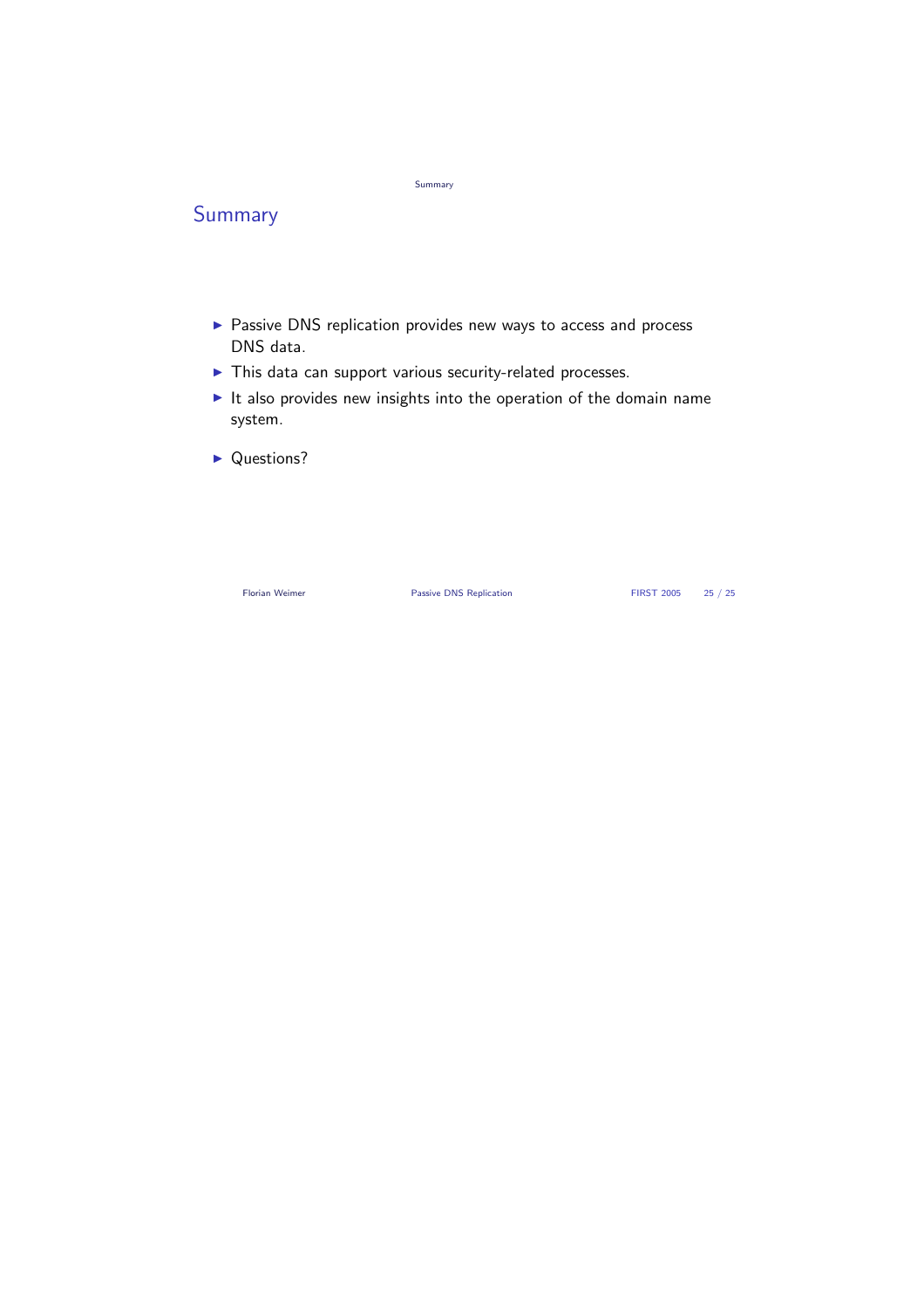# Summary

- Passive DNS replication provides new ways to access and process DNS data.
- This data can support various security-related processes.
- It also provides new insights into the operation of the domain name system.
- Questions?